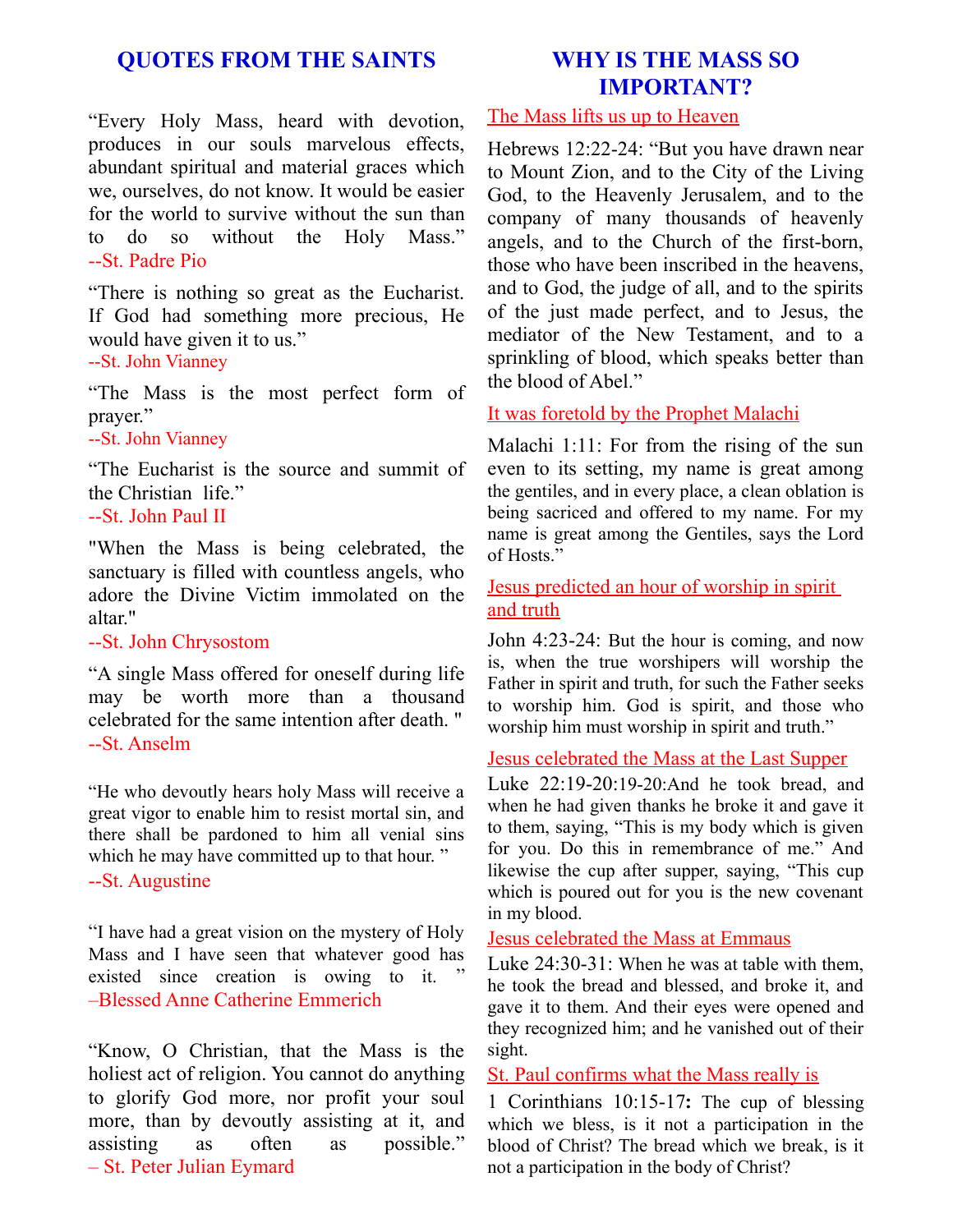## QUOTES FROM THE SAINTS

"Every Holy Mass, heard with devotion, produces in our souls marvelous effects, abundant spiritual and material graces which we, ourselves, do not know. It would be easier for the world to survive without the sun than to do so without the Holy Mass."
--St. Padre Pio

"There is nothing so great as the Eucharist. If God had something more precious, He would have given it to us."
--St. John Vianney

"The Mass is the most perfect form of prayer."
--St. John Vianney

"The Eucharist is the source and summit of the Christian life."
--St. John Paul II

"When the Mass is being celebrated, the sanctuary is filled with countless angels, who adore the Divine Victim immolated on the altar."
--St. John Chrysostom

"A single Mass offered for oneself during life may be worth more than a thousand celebrated for the same intention after death. "
--St. Anselm

"He who devoutly hears holy Mass will receive a great vigor to enable him to resist mortal sin, and there shall be pardoned to him all venial sins which he may have committed up to that hour. "
--St. Augustine

"I have had a great vision on the mystery of Holy Mass and I have seen that whatever good has existed since creation is owing to it. "
–Blessed Anne Catherine Emmerich

"Know, O Christian, that the Mass is the holiest act of religion. You cannot do anything to glorify God more, nor profit your soul more, than by devoutly assisting at it, and assisting as often as possible."
– St. Peter Julian Eymard

## WHY IS THE MASS SO IMPORTANT?

The Mass lifts us up to Heaven

Hebrews 12:22-24: "But you have drawn near to Mount Zion, and to the City of the Living God, to the Heavenly Jerusalem, and to the company of many thousands of heavenly angels, and to the Church of the first-born, those who have been inscribed in the heavens, and to God, the judge of all, and to the spirits of the just made perfect, and to Jesus, the mediator of the New Testament, and to a sprinkling of blood, which speaks better than the blood of Abel."

It was foretold by the Prophet Malachi

Malachi 1:11: For from the rising of the sun even to its setting, my name is great among the gentiles, and in every place, a clean oblation is being sacriced and offered to my name. For my name is great among the Gentiles, says the Lord of Hosts."

Jesus predicted an hour of worship in spirit and truth

John 4:23-24: But the hour is coming, and now is, when the true worshipers will worship the Father in spirit and truth, for such the Father seeks to worship him. God is spirit, and those who worship him must worship in spirit and truth."

Jesus celebrated the Mass at the Last Supper

Luke 22:19-20:19-20:And he took bread, and when he had given thanks he broke it and gave it to them, saying, "This is my body which is given for you. Do this in remembrance of me." And likewise the cup after supper, saying, "This cup which is poured out for you is the new covenant in my blood.

Jesus celebrated the Mass at Emmaus

Luke 24:30-31: When he was at table with them, he took the bread and blessed, and broke it, and gave it to them. And their eyes were opened and they recognized him; and he vanished out of their sight.

St. Paul confirms what the Mass really is

1 Corinthians 10:15-17**:** The cup of blessing which we bless, is it not a participation in the blood of Christ? The bread which we break, is it not a participation in the body of Christ?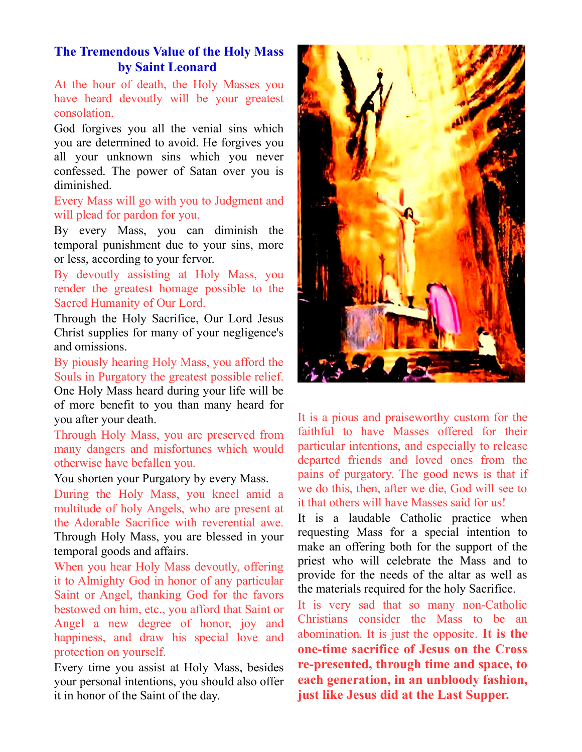## The Tremendous Value of the Holy Mass by Saint Leonard

At the hour of death, the Holy Masses you have heard devoutly will be your greatest consolation.

God forgives you all the venial sins which you are determined to avoid. He forgives you all your unknown sins which you never confessed. The power of Satan over you is diminished.

Every Mass will go with you to Judgment and will plead for pardon for you.

By every Mass, you can diminish the temporal punishment due to your sins, more or less, according to your fervor.

By devoutly assisting at Holy Mass, you render the greatest homage possible to the Sacred Humanity of Our Lord.

Through the Holy Sacrifice, Our Lord Jesus Christ supplies for many of your negligence's and omissions.

By piously hearing Holy Mass, you afford the Souls in Purgatory the greatest possible relief.

One Holy Mass heard during your life will be of more benefit to you than many heard for you after your death.

Through Holy Mass, you are preserved from many dangers and misfortunes which would otherwise have befallen you.

You shorten your Purgatory by every Mass.

During the Holy Mass, you kneel amid a multitude of holy Angels, who are present at the Adorable Sacrifice with reverential awe.

Through Holy Mass, you are blessed in your temporal goods and affairs.

When you hear Holy Mass devoutly, offering it to Almighty God in honor of any particular Saint or Angel, thanking God for the favors bestowed on him, etc., you afford that Saint or Angel a new degree of honor, joy and happiness, and draw his special love and protection on yourself.

Every time you assist at Holy Mass, besides your personal intentions, you should also offer it in honor of the Saint of the day.

It is a pious and praiseworthy custom for the faithful to have Masses offered for their particular intentions, and especially to release departed friends and loved ones from the pains of purgatory. The good news is that if we do this, then, after we die, God will see to it that others will have Masses said for us!

It is a laudable Catholic practice when requesting Mass for a special intention to make an offering both for the support of the priest who will celebrate the Mass and to provide for the needs of the altar as well as the materials required for the holy Sacrifice.

It is very sad that so many non-Catholic Christians consider the Mass to be an abomination. It is just the opposite. **It is the one-time sacrifice of Jesus on the Cross re-presented, through time and space, to each generation, in an unbloody fashion, just like Jesus did at the Last Supper.**